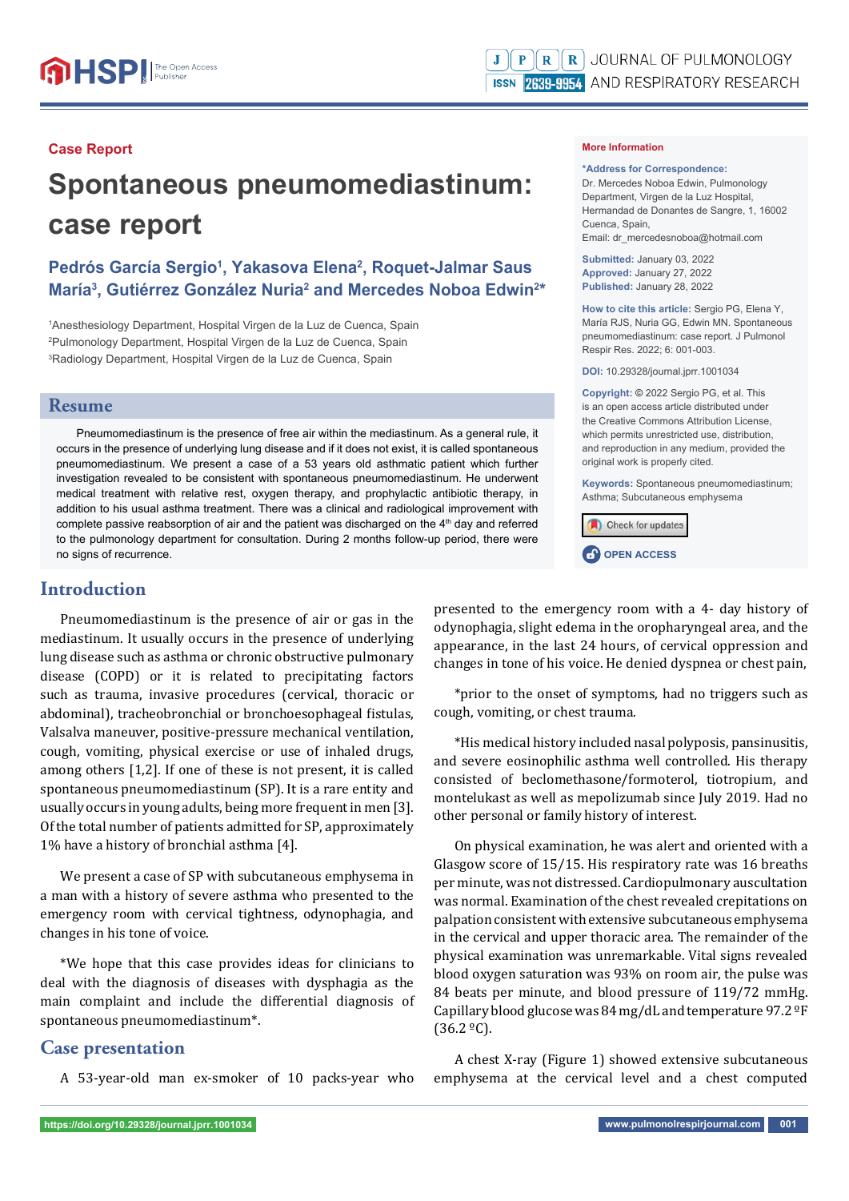Case Report

# Spontaneous pneumomediastinum: case report

**Pedrós García Sergio[1], Yakasova Elena[2], Roquet-Jalmar Saus María[3], Gutiérrez González Nuria[2] and Mercedes Noboa Edwin[2]***

[1]Anesthesiology Department, Hospital Virgen de la Luz de Cuenca, Spain
[2]Pulmonology Department, Hospital Virgen de la Luz de Cuenca, Spain
[3]Radiology Department, Hospital Virgen de la Luz de Cuenca, Spain

**More Information**

***Address for Correspondence:**
Dr. Mercedes Noboa Edwin, Pulmonology Department, Virgen de la Luz Hospital, Hermandad de Donantes de Sangre, 1, 16002 Cuenca, Spain,
Email: dr_mercedesnoboa@hotmail.com

**Submitted:** January 03, 2022
**Approved:** January 27, 2022
**Published:** January 28, 2022

**How to cite this article:** Sergio PG, Elena Y, María RJS, Nuria GG, Edwin MN. Spontaneous pneumomediastinum: case report. J Pulmonol Respir Res. 2022; 6: 001-003.

**DOI:** 10.29328/journal.jprr.1001034

**Copyright:** © 2022 Sergio PG, et al. This is an open access article distributed under the Creative Commons Attribution License, which permits unrestricted use, distribution, and reproduction in any medium, provided the original work is properly cited.

**Keywords:** Spontaneous pneumomediastinum; Asthma; Subcutaneous emphysema

OPEN ACCESS

## Resume

Pneumomediastinum is the presence of free air within the mediastinum. As a general rule, it occurs in the presence of underlying lung disease and if it does not exist, it is called spontaneous pneumomediastinum. We present a case of a 53 years old asthmatic patient which further investigation revealed to be consistent with spontaneous pneumomediastinum. He underwent medical treatment with relative rest, oxygen therapy, and prophylactic antibiotic therapy, in addition to his usual asthma treatment. There was a clinical and radiological improvement with complete passive reabsorption of air and the patient was discharged on the 4th day and referred to the pulmonology department for consultation. During 2 months follow-up period, there were no signs of recurrence.

## Introduction

Pneumomediastinum is the presence of air or gas in the mediastinum. It usually occurs in the presence of underlying lung disease such as asthma or chronic obstructive pulmonary disease (COPD) or it is related to precipitating factors such as trauma, invasive procedures (cervical, thoracic or abdominal), tracheobronchial or bronchoesophageal fistulas, Valsalva maneuver, positive-pressure mechanical ventilation, cough, vomiting, physical exercise or use of inhaled drugs, among others [1,2]. If one of these is not present, it is called spontaneous pneumomediastinum (SP). It is a rare entity and usually occurs in young adults, being more frequent in men [3]. Of the total number of patients admitted for SP, approximately 1% have a history of bronchial asthma [4].

We present a case of SP with subcutaneous emphysema in a man with a history of severe asthma who presented to the emergency room with cervical tightness, odynophagia, and changes in his tone of voice.

*We hope that this case provides ideas for clinicians to deal with the diagnosis of diseases with dysphagia as the main complaint and include the differential diagnosis of spontaneous pneumomediastinum*.

## Case presentation

A 53-year-old man ex-smoker of 10 packs-year who presented to the emergency room with a 4- day history of odynophagia, slight edema in the oropharyngeal area, and the appearance, in the last 24 hours, of cervical oppression and changes in tone of his voice. He denied dyspnea or chest pain,

*prior to the onset of symptoms, had no triggers such as cough, vomiting, or chest trauma.

*His medical history included nasal polyposis, pansinusitis, and severe eosinophilic asthma well controlled. His therapy consisted of beclomethasone/formoterol, tiotropium, and montelukast as well as mepolizumab since July 2019. Had no other personal or family history of interest.

On physical examination, he was alert and oriented with a Glasgow score of 15/15. His respiratory rate was 16 breaths per minute, was not distressed. Cardiopulmonary auscultation was normal. Examination of the chest revealed crepitations on palpation consistent with extensive subcutaneous emphysema in the cervical and upper thoracic area. The remainder of the physical examination was unremarkable. Vital signs revealed blood oxygen saturation was 93% on room air, the pulse was 84 beats per minute, and blood pressure of 119/72 mmHg. Capillary blood glucose was 84 mg/dL and temperature 97.2 ºF (36.2 ºC).

A chest X-ray (Figure 1) showed extensive subcutaneous emphysema at the cervical level and a chest computed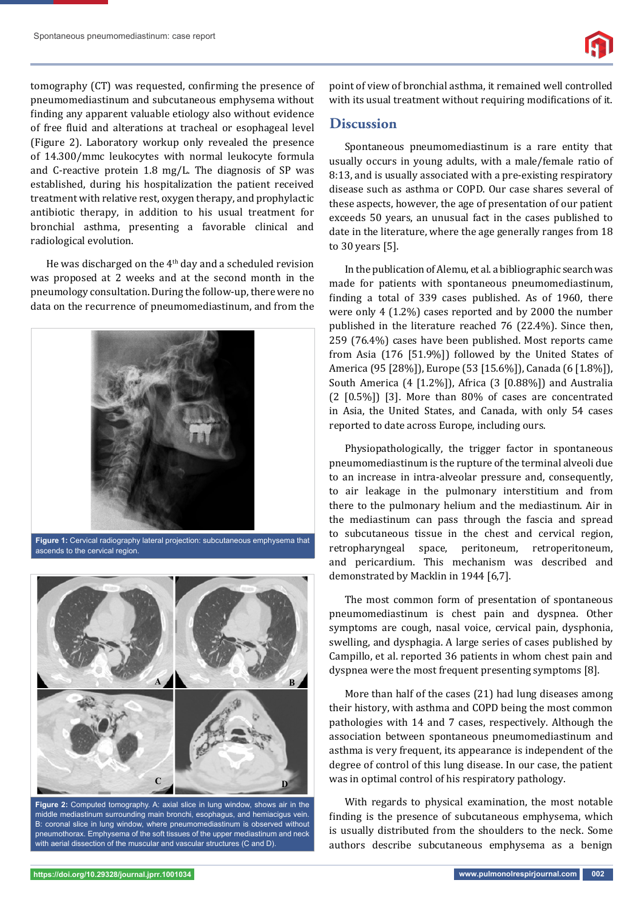tomography (CT) was requested, confirming the presence of pneumomediastinum and subcutaneous emphysema without finding any apparent valuable etiology also without evidence of free fluid and alterations at tracheal or esophageal level (Figure 2). Laboratory workup only revealed the presence of 14.300/mmc leukocytes with normal leukocyte formula and C-reactive protein 1.8 mg/L. The diagnosis of SP was established, during his hospitalization the patient received treatment with relative rest, oxygen therapy, and prophylactic antibiotic therapy, in addition to his usual treatment for bronchial asthma, presenting a favorable clinical and radiological evolution.

He was discharged on the 4th day and a scheduled revision was proposed at 2 weeks and at the second month in the pneumology consultation. During the follow-up, there were no data on the recurrence of pneumomediastinum, and from the point of view of bronchial asthma, it remained well controlled with its usual treatment without requiring modifications of it.

Figure 1: Cervical radiography lateral projection: subcutaneous emphysema that ascends to the cervical region.

Figure 2: Computed tomography. A: axial slice in lung window, shows air in the middle mediastinum surrounding main bronchi, esophagus, and hemiacigus vein. B: coronal slice in lung window, where pneumomediastinum is observed without pneumothorax. Emphysema of the soft tissues of the upper mediastinum and neck with aerial dissection of the muscular and vascular structures (C and D).

## Discussion

Spontaneous pneumomediastinum is a rare entity that usually occurs in young adults, with a male/female ratio of 8:13, and is usually associated with a pre-existing respiratory disease such as asthma or COPD. Our case shares several of these aspects, however, the age of presentation of our patient exceeds 50 years, an unusual fact in the cases published to date in the literature, where the age generally ranges from 18 to 30 years [5].

In the publication of Alemu, et al. a bibliographic search was made for patients with spontaneous pneumomediastinum, finding a total of 339 cases published. As of 1960, there were only 4 (1.2%) cases reported and by 2000 the number published in the literature reached 76 (22.4%). Since then, 259 (76.4%) cases have been published. Most reports came from Asia (176 [51.9%]) followed by the United States of America (95 [28%]), Europe (53 [15.6%]), Canada (6 [1.8%]), South America (4 [1.2%]), Africa (3 [0.88%]) and Australia (2 [0.5%]) [3]. More than 80% of cases are concentrated in Asia, the United States, and Canada, with only 54 cases reported to date across Europe, including ours.

Physiopathologically, the trigger factor in spontaneous pneumomediastinum is the rupture of the terminal alveoli due to an increase in intra-alveolar pressure and, consequently, to air leakage in the pulmonary interstitium and from there to the pulmonary helium and the mediastinum. Air in the mediastinum can pass through the fascia and spread to subcutaneous tissue in the chest and cervical region, retropharyngeal space, peritoneum, retroperitoneum, and pericardium. This mechanism was described and demonstrated by Macklin in 1944 [6,7].

The most common form of presentation of spontaneous pneumomediastinum is chest pain and dyspnea. Other symptoms are cough, nasal voice, cervical pain, dysphonia, swelling, and dysphagia. A large series of cases published by Campillo, et al. reported 36 patients in whom chest pain and dyspnea were the most frequent presenting symptoms [8].

More than half of the cases (21) had lung diseases among their history, with asthma and COPD being the most common pathologies with 14 and 7 cases, respectively. Although the association between spontaneous pneumomediastinum and asthma is very frequent, its appearance is independent of the degree of control of this lung disease. In our case, the patient was in optimal control of his respiratory pathology.

With regards to physical examination, the most notable finding is the presence of subcutaneous emphysema, which is usually distributed from the shoulders to the neck. Some authors describe subcutaneous emphysema as a benign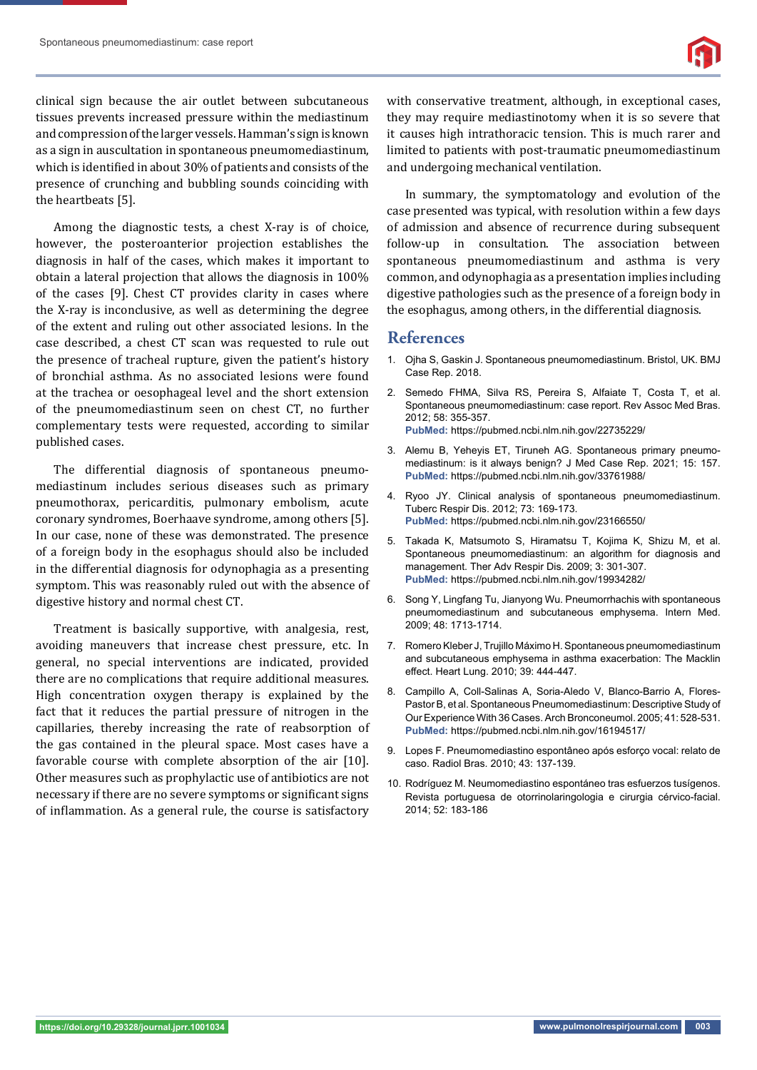clinical sign because the air outlet between subcutaneous tissues prevents increased pressure within the mediastinum and compression of the larger vessels. Hamman's sign is known as a sign in auscultation in spontaneous pneumomediastinum, which is identified in about 30% of patients and consists of the presence of crunching and bubbling sounds coinciding with the heartbeats [5].

Among the diagnostic tests, a chest X-ray is of choice, however, the posteroanterior projection establishes the diagnosis in half of the cases, which makes it important to obtain a lateral projection that allows the diagnosis in 100% of the cases [9]. Chest CT provides clarity in cases where the X-ray is inconclusive, as well as determining the degree of the extent and ruling out other associated lesions. In the case described, a chest CT scan was requested to rule out the presence of tracheal rupture, given the patient's history of bronchial asthma. As no associated lesions were found at the trachea or oesophageal level and the short extension of the pneumomediastinum seen on chest CT, no further complementary tests were requested, according to similar published cases.

The differential diagnosis of spontaneous pneumomediastinum includes serious diseases such as primary pneumothorax, pericarditis, pulmonary embolism, acute coronary syndromes, Boerhaave syndrome, among others [5]. In our case, none of these was demonstrated. The presence of a foreign body in the esophagus should also be included in the differential diagnosis for odynophagia as a presenting symptom. This was reasonably ruled out with the absence of digestive history and normal chest CT.

Treatment is basically supportive, with analgesia, rest, avoiding maneuvers that increase chest pressure, etc. In general, no special interventions are indicated, provided there are no complications that require additional measures. High concentration oxygen therapy is explained by the fact that it reduces the partial pressure of nitrogen in the capillaries, thereby increasing the rate of reabsorption of the gas contained in the pleural space. Most cases have a favorable course with complete absorption of the air [10]. Other measures such as prophylactic use of antibiotics are not necessary if there are no severe symptoms or significant signs of inflammation. As a general rule, the course is satisfactory with conservative treatment, although, in exceptional cases, they may require mediastinotomy when it is so severe that it causes high intrathoracic tension. This is much rarer and limited to patients with post-traumatic pneumomediastinum and undergoing mechanical ventilation.

In summary, the symptomatology and evolution of the case presented was typical, with resolution within a few days of admission and absence of recurrence during subsequent follow-up in consultation. The association between spontaneous pneumomediastinum and asthma is very common, and odynophagia as a presentation implies including digestive pathologies such as the presence of a foreign body in the esophagus, among others, in the differential diagnosis.

## References

1. Ojha S, Gaskin J. Spontaneous pneumomediastinum. Bristol, UK. BMJ Case Rep. 2018.
2. Semedo FHMA, Silva RS, Pereira S, Alfaiate T, Costa T, et al. Spontaneous pneumomediastinum: case report. Rev Assoc Med Bras. 2012; 58: 355-357. **PubMed:** https://pubmed.ncbi.nlm.nih.gov/22735229/
3. Alemu B, Yeheyis ET, Tiruneh AG. Spontaneous primary pneumomediastinum: is it always benign? J Med Case Rep. 2021; 15: 157. **PubMed:** https://pubmed.ncbi.nlm.nih.gov/33761988/
4. Ryoo JY. Clinical analysis of spontaneous pneumomediastinum. Tuberc Respir Dis. 2012; 73: 169-173. **PubMed:** https://pubmed.ncbi.nlm.nih.gov/23166550/
5. Takada K, Matsumoto S, Hiramatsu T, Kojima K, Shizu M, et al. Spontaneous pneumomediastinum: an algorithm for diagnosis and management. Ther Adv Respir Dis. 2009; 3: 301-307. **PubMed:** https://pubmed.ncbi.nlm.nih.gov/19934282/
6. Song Y, Lingfang Tu, Jianyong Wu. Pneumorrhachis with spontaneous pneumomediastinum and subcutaneous emphysema. Intern Med. 2009; 48: 1713-1714.
7. Romero Kleber J, Trujillo Máximo H. Spontaneous pneumomediastinum and subcutaneous emphysema in asthma exacerbation: The Macklin effect. Heart Lung. 2010; 39: 444-447.
8. Campillo A, Coll-Salinas A, Soria-Aledo V, Blanco-Barrio A, Flores-Pastor B, et al. Spontaneous Pneumomediastinum: Descriptive Study of Our Experience With 36 Cases. Arch Bronconeumol. 2005; 41: 528-531. **PubMed:** https://pubmed.ncbi.nlm.nih.gov/16194517/
9. Lopes F. Pneumomediastino espontâneo após esforço vocal: relato de caso. Radiol Bras. 2010; 43: 137-139.
10. Rodríguez M. Neumomediastino espontáneo tras esfuerzos tusígenos. Revista portuguesa de otorrinolaringologia e cirurgia cérvico-facial. 2014; 52: 183-186